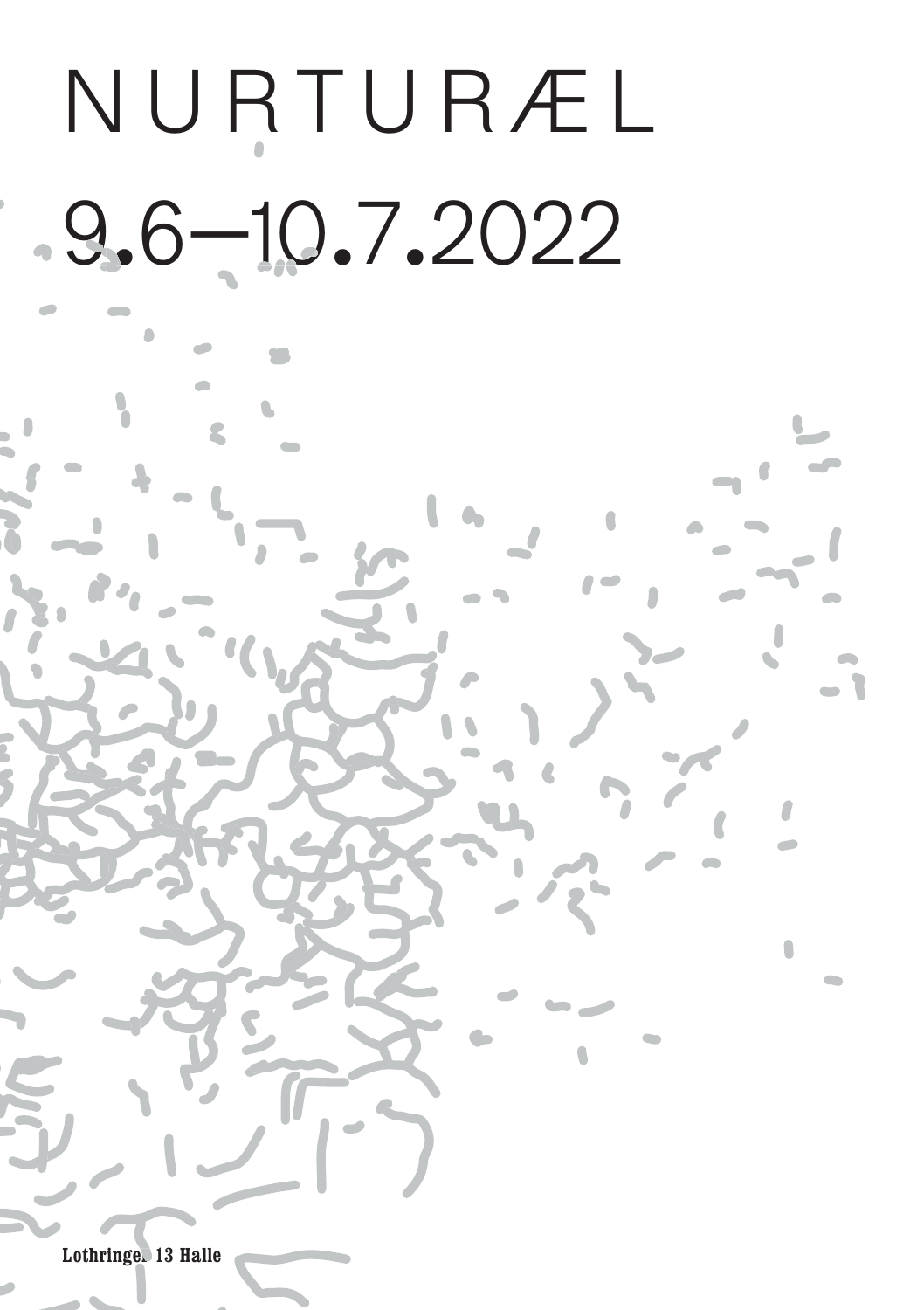# NURTURÆL

## 9.6–10.7.2022

**Lothringer 13 Halle**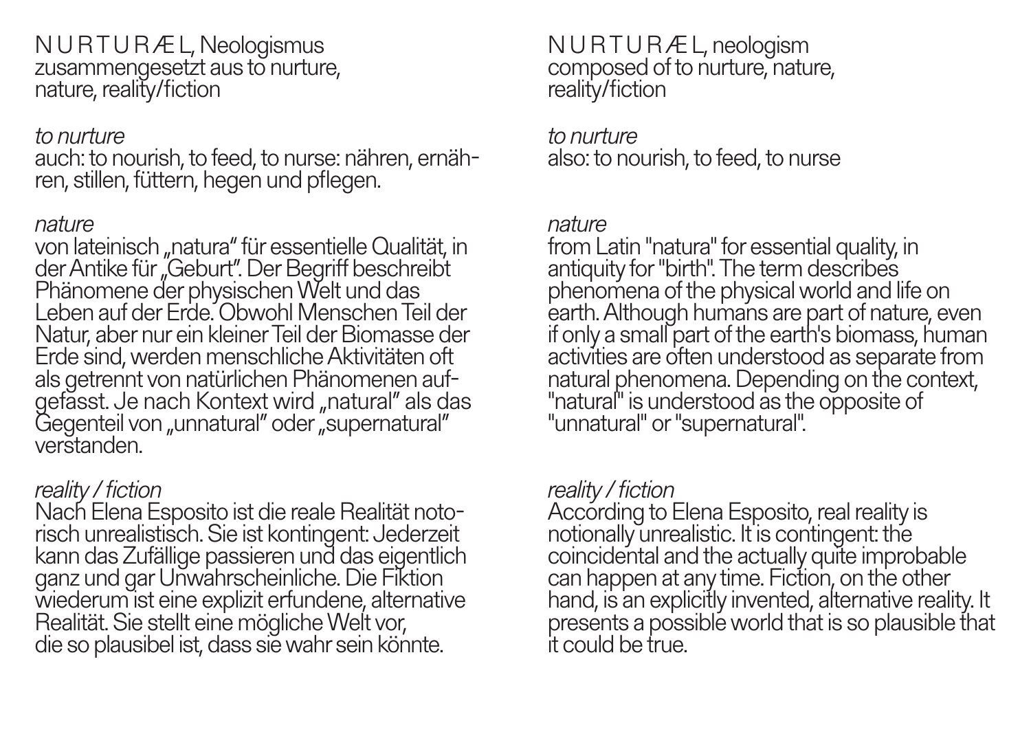N U R T U R Æ L, Neologismus zusammengesetzt aus to nurture, nature, reality/fiction

*to nurture*
auch: to nourish, to feed, to nurse: nähren, ernähren, stillen, füttern, hegen und pflegen.

*nature*
von lateinisch „natura" für essentielle Qualität, in der Antike für „Geburt". Der Begriff beschreibt Phänomene der physischen Welt und das Leben auf der Erde. Obwohl Menschen Teil der Natur, aber nur ein kleiner Teil der Biomasse der Erde sind, werden menschliche Aktivitäten oft als getrennt von natürlichen Phänomenen aufgefasst. Je nach Kontext wird „natural" als das Gegenteil von „unnatural" oder „supernatural" verstanden.

*reality / fiction*
Nach Elena Esposito ist die reale Realität notorisch unrealistisch. Sie ist kontingent: Jederzeit kann das Zufällige passieren und das eigentlich ganz und gar Unwahrscheinliche. Die Fiktion wiederum ist eine explizit erfundene, alternative Realität. Sie stellt eine mögliche Welt vor, die so plausibel ist, dass sie wahr sein könnte.

N U R T U R Æ L, neologism composed of to nurture, nature, reality/fiction

*to nurture*
also: to nourish, to feed, to nurse

*nature*
from Latin "natura" for essential quality, in antiquity for "birth". The term describes phenomena of the physical world and life on earth. Although humans are part of nature, even if only a small part of the earth's biomass, human activities are often understood as separate from natural phenomena. Depending on the context, "natural" is understood as the opposite of "unnatural" or "supernatural".

*reality / fiction*
According to Elena Esposito, real reality is notionally unrealistic. It is contingent: the coincidental and the actually quite improbable can happen at any time. Fiction, on the other hand, is an explicitly invented, alternative reality. It presents a possible world that is so plausible that it could be true.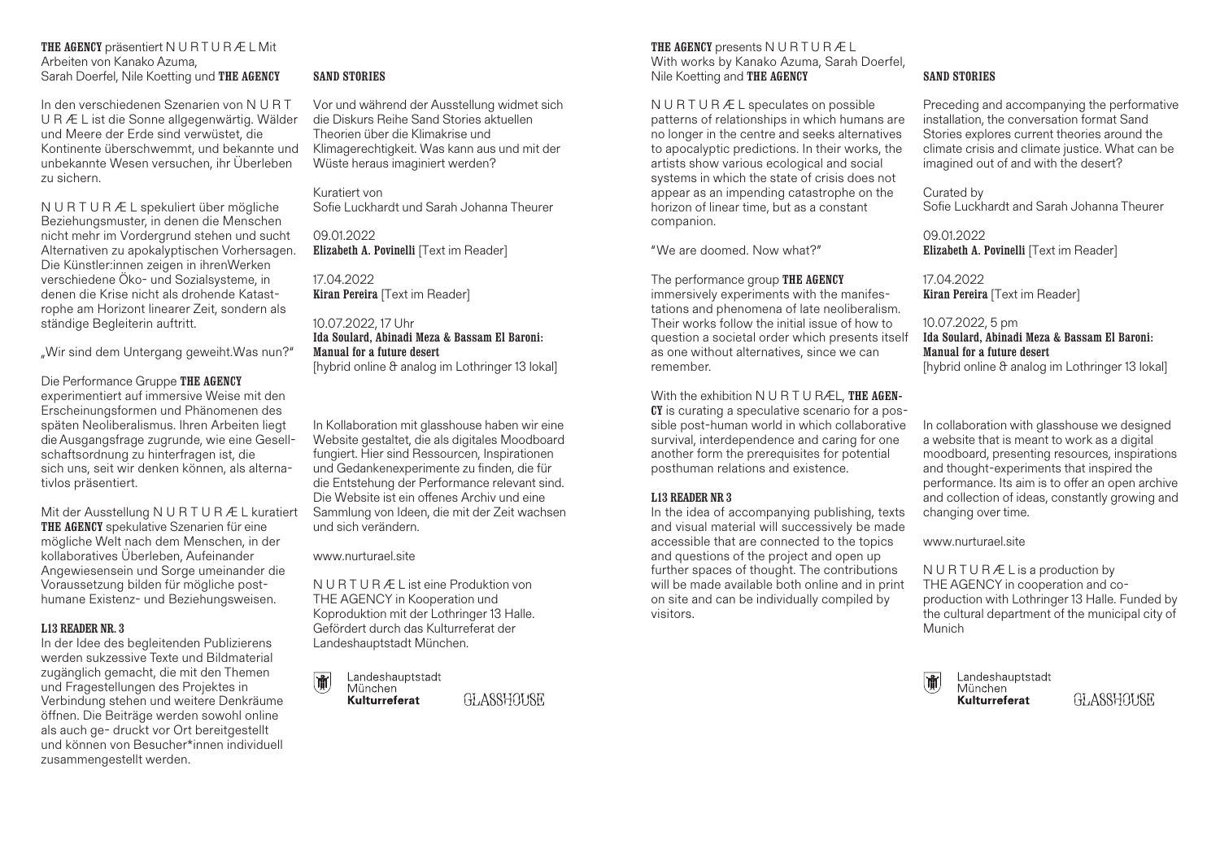**THE AGENCY** präsentiert N U R T U R Æ L Mit Arbeiten von Kanako Azuma, Sarah Doerfel, Nile Koetting und **THE AGENCY**

In den verschiedenen Szenarien von N U R T U R Æ L ist die Sonne allgegenwärtig. Wälder und Meere der Erde sind verwüstet, die Kontinente überschwemmt, und bekannte und unbekannte Wesen versuchen, ihr Überleben zu sichern.

N U R T U R Æ L spekuliert über mögliche Beziehungsmuster, in denen die Menschen nicht mehr im Vordergrund stehen und sucht Alternativen zu apokalyptischen Vorhersagen. Die Künstler:innen zeigen in ihrenWerken verschiedene Öko- und Sozialsysteme, in denen die Krise nicht als drohende Katastrophe am Horizont linearer Zeit, sondern als ständige Begleiterin auftritt.

„Wir sind dem Untergang geweiht.Was nun?"

Die Performance Gruppe **THE AGENCY** experimentiert auf immersive Weise mit den Erscheinungsformen und Phänomenen des späten Neoliberalismus. Ihren Arbeiten liegt die Ausgangsfrage zugrunde, wie eine Gesellschaftsordnung zu hinterfragen ist, die sich uns, seit wir denken können, als alternativlos präsentiert.

Mit der Ausstellung N U R T U R Æ L kuratiert **THE AGENCY** spekulative Szenarien für eine mögliche Welt nach dem Menschen, in der kollaboratives Überleben, Aufeinander Angewiesensein und Sorge umeinander die Voraussetzung bilden für mögliche posthumane Existenz- und Beziehungsweisen.

**L13 READER NR. 3**

In der Idee des begleitenden Publizierens werden sukzessive Texte und Bildmaterial zugänglich gemacht, die mit den Themen und Fragestellungen des Projektes in Verbindung stehen und weitere Denkräume öffnen. Die Beiträge werden sowohl online als auch ge- druckt vor Ort bereitgestellt und können von Besucher*innen individuell zusammengestellt werden.

**SAND STORIES**

Vor und während der Ausstellung widmet sich die Diskurs Reihe Sand Stories aktuellen Theorien über die Klimakrise und Klimagerechtigkeit. Was kann aus und mit der Wüste heraus imaginiert werden?

Kuratiert von
Sofie Luckhardt und Sarah Johanna Theurer

09.01.2022
**Elizabeth A. Povinelli** [Text im Reader]

17.04.2022
**Kiran Pereira** [Text im Reader]

10.07.2022, 17 Uhr
**Ida Soulard, Abinadi Meza & Bassam El Baroni: Manual for a future desert**
[hybrid online & analog im Lothringer 13 lokal]

In Kollaboration mit glasshouse haben wir eine Website gestaltet, die als digitales Moodboard fungiert. Hier sind Ressourcen, Inspirationen und Gedankenexperimente zu finden, die für die Entstehung der Performance relevant sind. Die Website ist ein offenes Archiv und eine Sammlung von Ideen, die mit der Zeit wachsen und sich verändern.

www.nurturael.site

N U R T U R Æ L ist eine Produktion von THE AGENCY in Kooperation und Koproduktion mit der Lothringer 13 Halle. Gefördert durch das Kulturreferat der Landeshauptstadt München.

Landeshauptstadt München **Kulturreferat** GLASSHOUSE

**THE AGENCY** presents N U R T U R Æ L
With works by Kanako Azuma, Sarah Doerfel, Nile Koetting and **THE AGENCY**

N U R T U R Æ L speculates on possible patterns of relationships in which humans are no longer in the centre and seeks alternatives to apocalyptic predictions. In their works, the artists show various ecological and social systems in which the state of crisis does not appear as an impending catastrophe on the horizon of linear time, but as a constant companion.

"We are doomed. Now what?"

The performance group **THE AGENCY** immersively experiments with the manifestations and phenomena of late neoliberalism. Their works follow the initial issue of how to question a societal order which presents itself as one without alternatives, since we can remember.

With the exhibition N U R T U RÆL, **THE AGENCY** is curating a speculative scenario for a possible post-human world in which collaborative survival, interdependence and caring for one another form the prerequisites for potential posthuman relations and existence.

**L13 READER NR 3**

In the idea of accompanying publishing, texts and visual material will successively be made accessible that are connected to the topics and questions of the project and open up further spaces of thought. The contributions will be made available both online and in print on site and can be individually compiled by visitors.

**SAND STORIES**

Preceding and accompanying the performative installation, the conversation format Sand Stories explores current theories around the climate crisis and climate justice. What can be imagined out of and with the desert?

Curated by
Sofie Luckhardt and Sarah Johanna Theurer

09.01.2022
**Elizabeth A. Povinelli** [Text im Reader]

17.04.2022
**Kiran Pereira** [Text im Reader]

10.07.2022, 5 pm
**Ida Soulard, Abinadi Meza & Bassam El Baroni: Manual for a future desert**
[hybrid online & analog im Lothringer 13 lokal]

In collaboration with glasshouse we designed a website that is meant to work as a digital moodboard, presenting resources, inspirations and thought-experiments that inspired the performance. Its aim is to offer an open archive and collection of ideas, constantly growing and changing over time.

www.nurturael.site

N U R T U R Æ L is a production by THE AGENCY in cooperation and co-production with Lothringer 13 Halle. Funded by the cultural department of the municipal city of Munich

Landeshauptstadt München **Kulturreferat** GLASSHOUSE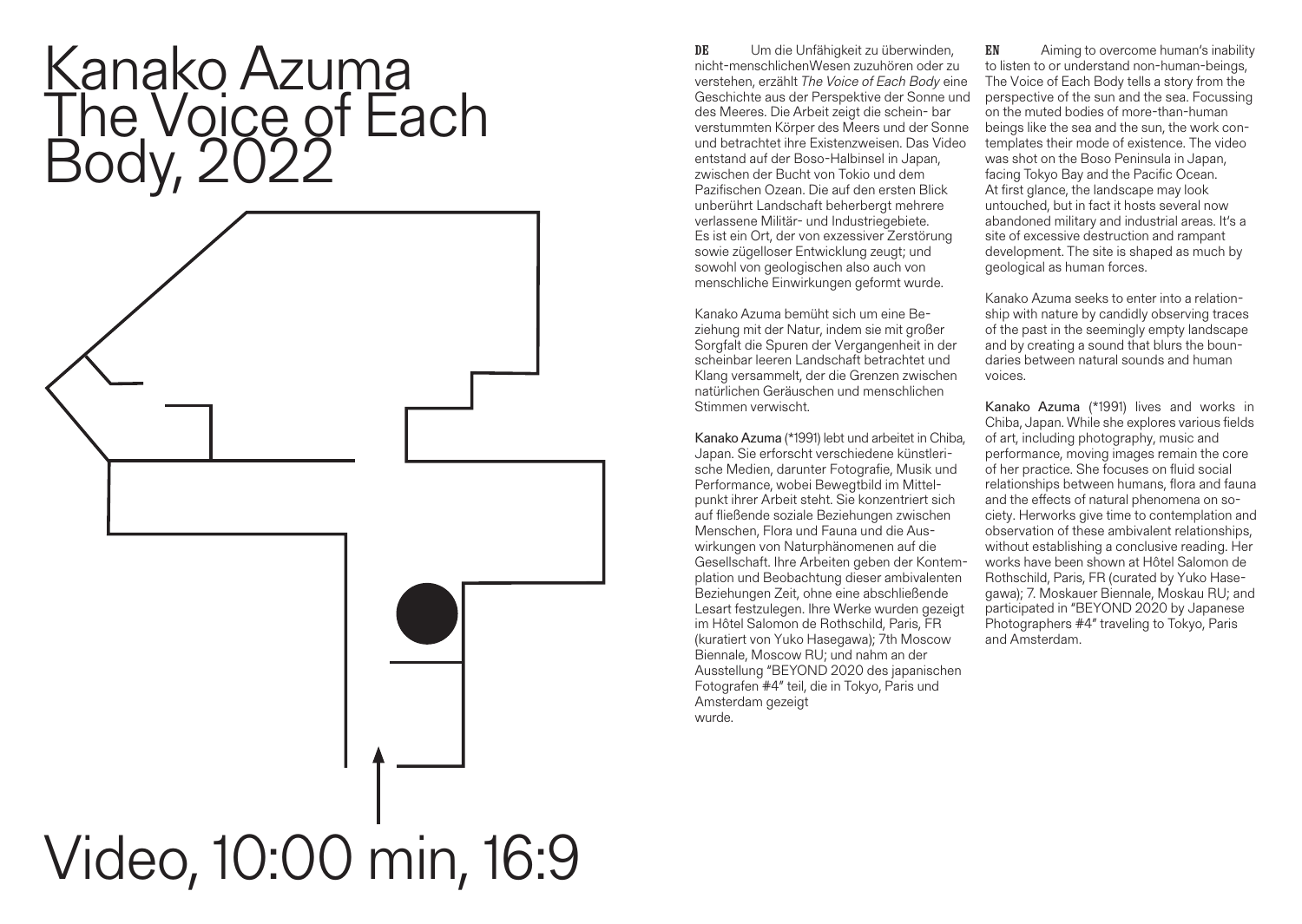# Kanako Azuma The Voice of Each Body, 2022

Video, 10:00 min, 16:9

**DE** Um die Unfähigkeit zu überwinden, nicht-menschlichenWesen zuzuhören oder zu verstehen, erzählt *The Voice of Each Body* eine Geschichte aus der Perspektive der Sonne und des Meeres. Die Arbeit zeigt die schein- bar verstummten Körper des Meers und der Sonne und betrachtet ihre Existenzweisen. Das Video entstand auf der Boso-Halbinsel in Japan, zwischen der Bucht von Tokio und dem Pazifischen Ozean. Die auf den ersten Blick unberührt Landschaft beherbergt mehrere verlassene Militär- und Industriegebiete. Es ist ein Ort, der von exzessiver Zerstörung sowie zügelloser Entwicklung zeugt; und sowohl von geologischen also auch von menschliche Einwirkungen geformt wurde.

Kanako Azuma bemüht sich um eine Beziehung mit der Natur, indem sie mit großer Sorgfalt die Spuren der Vergangenheit in der scheinbar leeren Landschaft betrachtet und Klang versammelt, der die Grenzen zwischen natürlichen Geräuschen und menschlichen Stimmen verwischt.

Kanako Azuma (*1991) lebt und arbeitet in Chiba, Japan. Sie erforscht verschiedene künstlerische Medien, darunter Fotografie, Musik und Performance, wobei Bewegtbild im Mittelpunkt ihrer Arbeit steht. Sie konzentriert sich auf fließende soziale Beziehungen zwischen Menschen, Flora und Fauna und die Auswirkungen von Naturphänomenen auf die Gesellschaft. Ihre Arbeiten geben der Kontemplation und Beobachtung dieser ambivalenten Beziehungen Zeit, ohne eine abschließende Lesart festzulegen. Ihre Werke wurden gezeigt im Hôtel Salomon de Rothschild, Paris, FR (kuratiert von Yuko Hasegawa); 7th Moscow Biennale, Moscow RU; und nahm an der Ausstellung "BEYOND 2020 des japanischen Fotografen #4" teil, die in Tokyo, Paris und Amsterdam gezeigt wurde.

**EN** Aiming to overcome human's inability to listen to or understand non-human-beings, The Voice of Each Body tells a story from the perspective of the sun and the sea. Focussing on the muted bodies of more-than-human beings like the sea and the sun, the work contemplates their mode of existence. The video was shot on the Boso Peninsula in Japan, facing Tokyo Bay and the Pacific Ocean. At first glance, the landscape may look untouched, but in fact it hosts several now abandoned military and industrial areas. It's a site of excessive destruction and rampant development. The site is shaped as much by geological as human forces.

Kanako Azuma seeks to enter into a relationship with nature by candidly observing traces of the past in the seemingly empty landscape and by creating a sound that blurs the boundaries between natural sounds and human voices.

Kanako Azuma (*1991) lives and works in Chiba, Japan. While she explores various fields of art, including photography, music and performance, moving images remain the core of her practice. She focuses on fluid social relationships between humans, flora and fauna and the effects of natural phenomena on society. Herworks give time to contemplation and observation of these ambivalent relationships, without establishing a conclusive reading. Her works have been shown at Hôtel Salomon de Rothschild, Paris, FR (curated by Yuko Hasegawa); 7. Moskauer Biennale, Moskau RU; and participated in "BEYOND 2020 by Japanese Photographers #4" traveling to Tokyo, Paris and Amsterdam.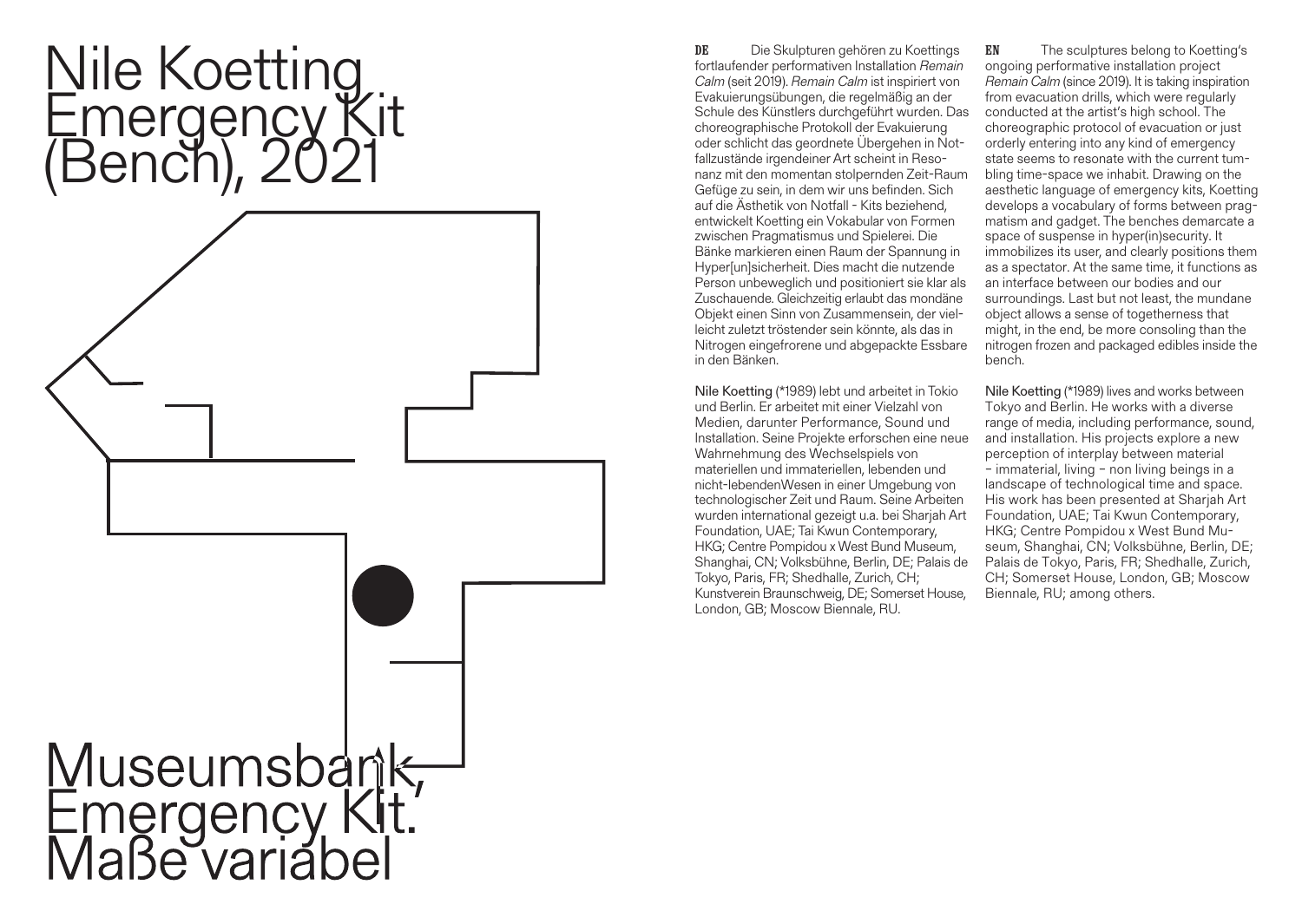# Nile Koetting
# Emergency Kit (Bench), 2021

Museumsbank, Emergency Kit.
Maße variabel

**DE** Die Skulpturen gehören zu Koettings fortlaufender performativen Installation *Remain Calm* (seit 2019). *Remain Calm* ist inspiriert von Evakuierungsübungen, die regelmäßig an der Schule des Künstlers durchgeführt wurden. Das choreographische Protokoll der Evakuierung oder schlicht das geordnete Übergehen in Notfallzustände irgendeiner Art scheint in Resonanz mit den momentan stolpernden Zeit-Raum Gefüge zu sein, in dem wir uns befinden. Sich auf die Ästhetik von Notfall - Kits beziehend, entwickelt Koetting ein Vokabular von Formen zwischen Pragmatismus und Spielerei. Die Bänke markieren einen Raum der Spannung in Hyper[un]sicherheit. Dies macht die nutzende Person unbeweglich und positioniert sie klar als Zuschauende. Gleichzeitig erlaubt das mondäne Objekt einen Sinn von Zusammensein, der vielleicht zuletzt tröstender sein könnte, als das in Nitrogen eingefrorene und abgepackte Essbare in den Bänken.

Nile Koetting (*1989) lebt und arbeitet in Tokio und Berlin. Er arbeitet mit einer Vielzahl von Medien, darunter Performance, Sound und Installation. Seine Projekte erforschen eine neue Wahrnehmung des Wechselspiels von materiellen und immateriellen, lebenden und nicht-lebendenWesen in einer Umgebung von technologischer Zeit und Raum. Seine Arbeiten wurden international gezeigt u.a. bei Sharjah Art Foundation, UAE; Tai Kwun Contemporary, HKG; Centre Pompidou x West Bund Museum, Shanghai, CN; Volksbühne, Berlin, DE; Palais de Tokyo, Paris, FR; Shedhalle, Zurich, CH; Kunstverein Braunschweig, DE; Somerset House, London, GB; Moscow Biennale, RU.

**EN** The sculptures belong to Koetting's ongoing performative installation project *Remain Calm* (since 2019). It is taking inspiration from evacuation drills, which were regularly conducted at the artist's high school. The choreographic protocol of evacuation or just orderly entering into any kind of emergency state seems to resonate with the current tumbling time-space we inhabit. Drawing on the aesthetic language of emergency kits, Koetting develops a vocabulary of forms between pragmatism and gadget. The benches demarcate a space of suspense in hyper(in)security. It immobilizes its user, and clearly positions them as a spectator. At the same time, it functions as an interface between our bodies and our surroundings. Last but not least, the mundane object allows a sense of togetherness that might, in the end, be more consoling than the nitrogen frozen and packaged edibles inside the bench.

Nile Koetting (*1989) lives and works between Tokyo and Berlin. He works with a diverse range of media, including performance, sound, and installation. His projects explore a new perception of interplay between material – immaterial, living – non living beings in a landscape of technological time and space. His work has been presented at Sharjah Art Foundation, UAE; Tai Kwun Contemporary, HKG; Centre Pompidou x West Bund Museum, Shanghai, CN; Volksbühne, Berlin, DE; Palais de Tokyo, Paris, FR; Shedhalle, Zurich, CH; Somerset House, London, GB; Moscow Biennale, RU; among others.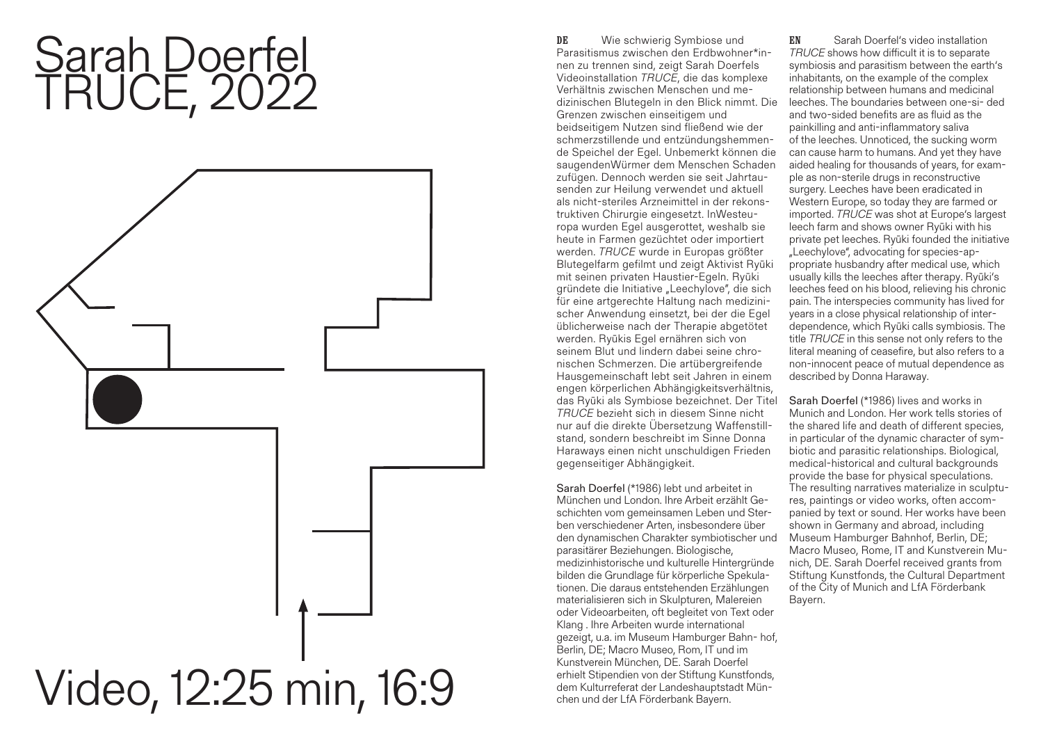# Sarah Doerfel
# TRUCE, 2022

Video, 12:25 min, 16:9

**DE** Wie schwierig Symbiose und Parasitismus zwischen den Erdbwohner*innen zu trennen sind, zeigt Sarah Doerfels Videoinstallation *TRUCE*, die das komplexe Verhältnis zwischen Menschen und medizinischen Blutegeln in den Blick nimmt. Die Grenzen zwischen einseitigem und beidseitigem Nutzen sind fließend wie der schmerzstillende und entzündungshemmende Speichel der Egel. Unbemerkt können die saugendenWürmer dem Menschen Schaden zufügen. Dennoch werden sie seit Jahrtausenden zur Heilung verwendet und aktuell als nicht-steriles Arzneimittel in der rekonstruktiven Chirurgie eingesetzt. InWesteuropa wurden Egel ausgerottet, weshalb sie heute in Farmen gezüchtet oder importiert werden. *TRUCE* wurde in Europas größter Blutegelfarm gefilmt und zeigt Aktivist Ryūki mit seinen privaten Haustier-Egeln. Ryūki gründete die Initiative „Leechylove", die sich für eine artgerechte Haltung nach medizinischer Anwendung einsetzt, bei der die Egel üblicherweise nach der Therapie abgetötet werden. Ryūkis Egel ernähren sich von seinem Blut und lindern dabei seine chronischen Schmerzen. Die artübergreifende Hausgemeinschaft lebt seit Jahren in einem engen körperlichen Abhängigkeitsverhältnis, das Ryūki als Symbiose bezeichnet. Der Titel *TRUCE* bezieht sich in diesem Sinne nicht nur auf die direkte Übersetzung Waffenstillstand, sondern beschreibt im Sinne Donna Haraways einen nicht unschuldigen Frieden gegenseitiger Abhängigkeit.

**Sarah Doerfel** (*1986) lebt und arbeitet in München und London. Ihre Arbeit erzählt Geschichten vom gemeinsamen Leben und Sterben verschiedener Arten, insbesondere über den dynamischen Charakter symbiotischer und parasitärer Beziehungen. Biologische, medizinhistorische und kulturelle Hintergründe bilden die Grundlage für körperliche Spekulationen. Die daraus entstehenden Erzählungen materialisieren sich in Skulpturen, Malereien oder Videoarbeiten, oft begleitet von Text oder Klang . Ihre Arbeiten wurde international gezeigt, u.a. im Museum Hamburger Bahn- hof, Berlin, DE; Macro Museo, Rom, IT und im Kunstverein München, DE. Sarah Doerfel erhielt Stipendien von der Stiftung Kunstfonds, dem Kulturreferat der Landeshauptstadt München und der LfA Förderbank Bayern.

**EN** Sarah Doerfel's video installation *TRUCE* shows how difficult it is to separate symbiosis and parasitism between the earth's inhabitants, on the example of the complex relationship between humans and medicinal leeches. The boundaries between one-si- ded and two-sided benefits are as fluid as the painkilling and anti-inflammatory saliva of the leeches. Unnoticed, the sucking worm can cause harm to humans. And yet they have aided healing for thousands of years, for example as non-sterile drugs in reconstructive surgery. Leeches have been eradicated in Western Europe, so today they are farmed or imported. *TRUCE* was shot at Europe's largest leech farm and shows owner Ryūki with his private pet leeches. Ryūki founded the initiative „Leechylove", advocating for species-appropriate husbandry after medical use, which usually kills the leeches after therapy. Ryūki's leeches feed on his blood, relieving his chronic pain. The interspecies community has lived for years in a close physical relationship of interdependence, which Ryūki calls symbiosis. The title *TRUCE* in this sense not only refers to the literal meaning of ceasefire, but also refers to a non-innocent peace of mutual dependence as described by Donna Haraway.

**Sarah Doerfel** (*1986) lives and works in Munich and London. Her work tells stories of the shared life and death of different species, in particular of the dynamic character of symbiotic and parasitic relationships. Biological, medical-historical and cultural backgrounds provide the base for physical speculations. The resulting narratives materialize in sculptures, paintings or video works, often accompanied by text or sound. Her works have been shown in Germany and abroad, including Museum Hamburger Bahnhof, Berlin, DE; Macro Museo, Rome, IT and Kunstverein Munich, DE. Sarah Doerfel received grants from Stiftung Kunstfonds, the Cultural Department of the City of Munich and LfA Förderbank Bayern.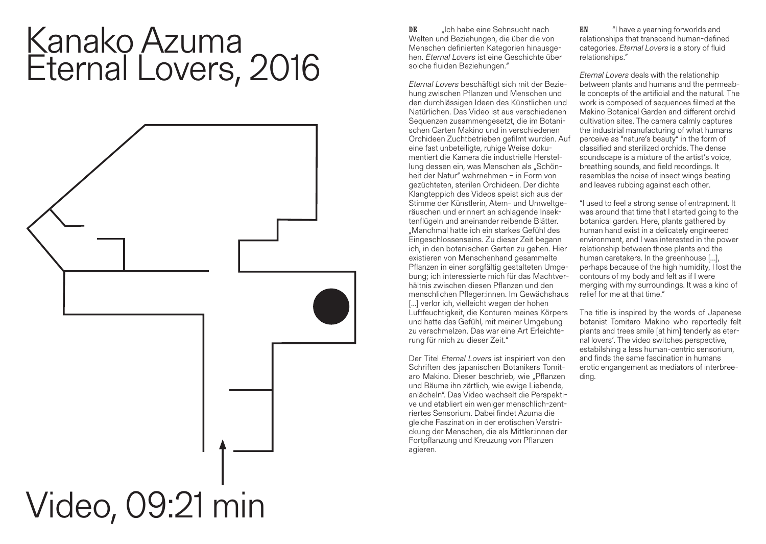# Kanako Azuma
# Eternal Lovers, 2016

Video, 09:21 min

**DE** „Ich habe eine Sehnsucht nach Welten und Beziehungen, die über die von Menschen definierten Kategorien hinausgehen. *Eternal Lovers* ist eine Geschichte über solche fluiden Beziehungen."

*Eternal Lovers* beschäftigt sich mit der Beziehung zwischen Pflanzen und Menschen und den durchlässigen Ideen des Künstlichen und Natürlichen. Das Video ist aus verschiedenen Sequenzen zusammengesetzt, die im Botanischen Garten Makino und in verschiedenen Orchideen Zuchtbetrieben gefilmt wurden. Auf eine fast unbeteiligte, ruhige Weise dokumentiert die Kamera die industrielle Herstellung dessen ein, was Menschen als „Schönheit der Natur" wahrnehmen – in Form von gezüchteten, sterilen Orchideen. Der dichte Klangteppich des Videos speist sich aus der Stimme der Künstlerin, Atem- und Umweltgeräuschen und erinnert an schlagende Insektenflügeln und aneinander reibende Blätter. „Manchmal hatte ich ein starkes Gefühl des Eingeschlossenseins. Zu dieser Zeit begann ich, in den botanischen Garten zu gehen. Hier existieren von Menschenhand gesammelte Pflanzen in einer sorgfältig gestalteten Umgebung; ich interessierte mich für das Machtverhältnis zwischen diesen Pflanzen und den menschlichen Pfleger:innen. Im Gewächshaus [...] verlor ich, vielleicht wegen der hohen Luftfeuchtigkeit, die Konturen meines Körpers und hatte das Gefühl, mit meiner Umgebung zu verschmelzen. Das war eine Art Erleichterung für mich zu dieser Zeit."

Der Titel *Eternal Lovers* ist inspiriert von den Schriften des japanischen Botanikers Tomitaro Makino. Dieser beschrieb, wie „Pflanzen und Bäume ihn zärtlich, wie ewige Liebende, anlächeln". Das Video wechselt die Perspektive und etabliert ein weniger menschlich-zentriertes Sensorium. Dabei findet Azuma die gleiche Faszination in der erotischen Verstrickung der Menschen, die als Mittler:innen der Fortpflanzung und Kreuzung von Pflanzen agieren.

**EN** "I have a yearning forworlds and relationships that transcend human-defined categories. *Eternal Lovers* is a story of fluid relationships."

*Eternal Lovers* deals with the relationship between plants and humans and the permeable concepts of the artificial and the natural. The work is composed of sequences filmed at the Makino Botanical Garden and different orchid cultivation sites. The camera calmly captures the industrial manufacturing of what humans perceive as "nature's beauty" in the form of classified and sterilized orchids. The dense soundscape is a mixture of the artist's voice, breathing sounds, and field recordings. It resembles the noise of insect wings beating and leaves rubbing against each other.

"I used to feel a strong sense of entrapment. It was around that time that I started going to the botanical garden. Here, plants gathered by human hand exist in a delicately engineered environment, and I was interested in the power relationship between those plants and the human caretakers. In the greenhouse [...], perhaps because of the high humidity, I lost the contours of my body and felt as if I were merging with my surroundings. It was a kind of relief for me at that time."

The title is inspired by the words of Japanese botanist Tomitaro Makino who reportedly felt plants and trees smile [at him] tenderly as eternal lovers'. The video switches perspective, estabilshing a less human-centric sensorium, and finds the same fascination in humans erotic engagement as mediators of interbreeding.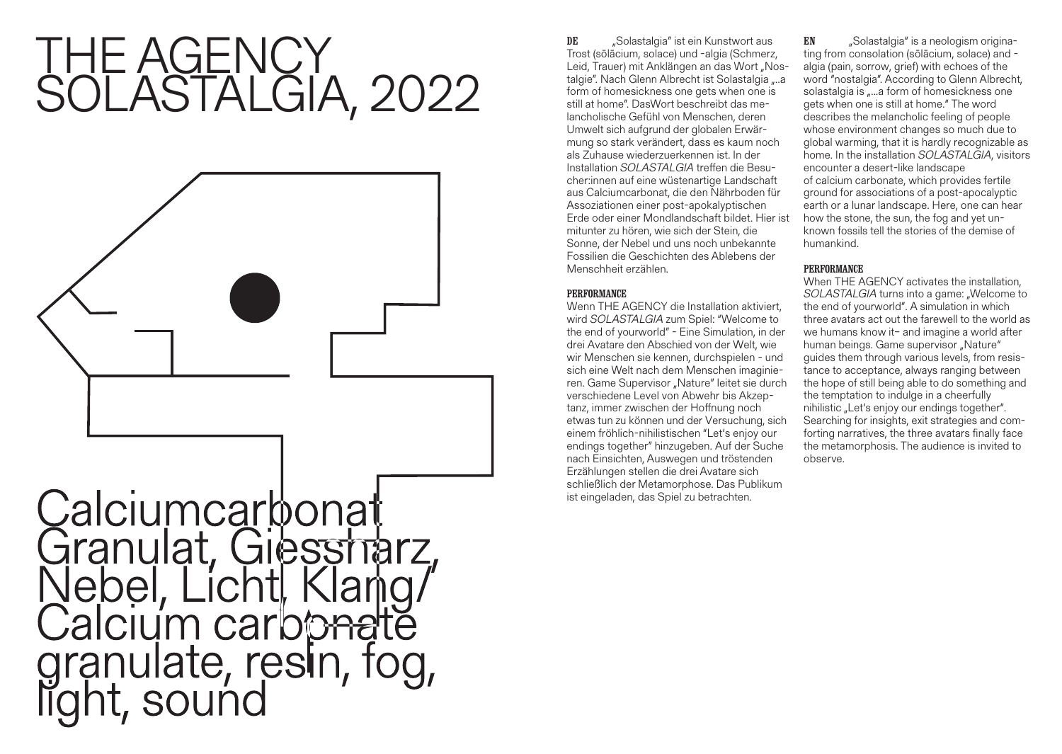# THE AGENCY SOLASTALGIA, 2022

Calciumcarbonat Granulat, Giessharz, Nebel, Licht, Klang/ Calcium carbonate granulate, resin, fog, light, sound

**DE** „Solastalgia" ist ein Kunstwort aus Trost (sōlācium, solace) und -algia (Schmerz, Leid, Trauer) mit Anklängen an das Wort „Nostalgie". Nach Glenn Albrecht ist Solastalgia „..a form of homesickness one gets when one is still at home". DasWort beschreibt das melancholische Gefühl von Menschen, deren Umwelt sich aufgrund der globalen Erwärmung so stark verändert, dass es kaum noch als Zuhause wiederzuerkennen ist. In der Installation *SOLASTALGIA* treffen die Besucher:innen auf eine wüstenartige Landschaft aus Calciumcarbonat, die den Nährboden für Assoziationen einer post-apokalyptischen Erde oder einer Mondlandschaft bildet. Hier ist mitunter zu hören, wie sich der Stein, die Sonne, der Nebel und uns noch unbekannte Fossilien die Geschichten des Ablebens der Menschheit erzählen.

**PERFORMANCE**

Wenn THE AGENCY die Installation aktiviert, wird *SOLASTALGIA* zum Spiel: "Welcome to the end of yourworld" - Eine Simulation, in der drei Avatare den Abschied von der Welt, wie wir Menschen sie kennen, durchspielen - und sich eine Welt nach dem Menschen imaginieren. Game Supervisor „Nature" leitet sie durch verschiedene Level von Abwehr bis Akzeptanz, immer zwischen der Hoffnung noch etwas tun zu können und der Versuchung, sich einem fröhlich-nihilistischen "Let's enjoy our endings together" hinzugeben. Auf der Suche nach Einsichten, Auswegen und tröstenden Erzählungen stellen die drei Avatare sich schließlich der Metamorphose. Das Publikum ist eingeladen, das Spiel zu betrachten.

**EN** „Solastalgia" is a neologism originating from consolation (sōlācium, solace) and -algia (pain, sorrow, grief) with echoes of the word "nostalgia". According to Glenn Albrecht, solastalgia is „...a form of homesickness one gets when one is still at home." The word describes the melancholic feeling of people whose environment changes so much due to global warming, that it is hardly recognizable as home. In the installation *SOLASTALGIA*, visitors encounter a desert-like landscape of calcium carbonate, which provides fertile ground for associations of a post-apocalyptic earth or a lunar landscape. Here, one can hear how the stone, the sun, the fog and yet unknown fossils tell the stories of the demise of humankind.

**PERFORMANCE**

When THE AGENCY activates the installation, *SOLASTALGIA* turns into a game: „Welcome to the end of yourworld". A simulation in which three avatars act out the farewell to the world as we humans know it– and imagine a world after human beings. Game supervisor „Nature" guides them through various levels, from resistance to acceptance, always ranging between the hope of still being able to do something and the temptation to indulge in a cheerfully nihilistic „Let's enjoy our endings together". Searching for insights, exit strategies and comforting narratives, the three avatars finally face the metamorphosis. The audience is invited to observe.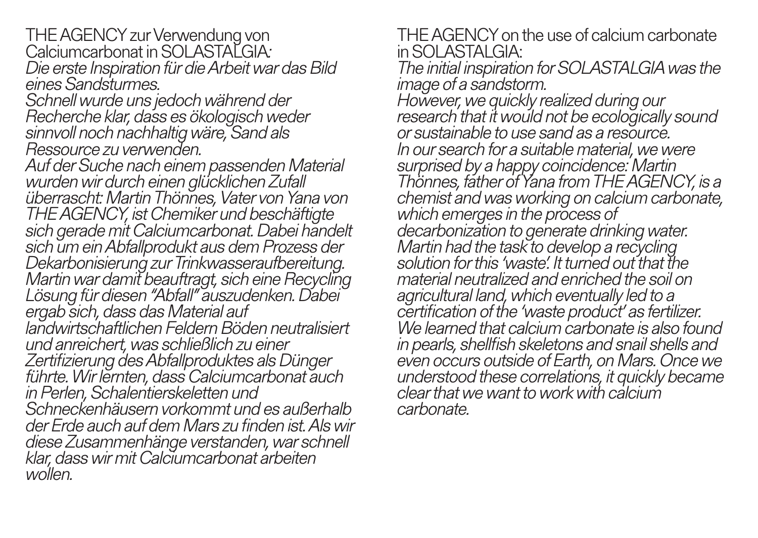THE AGENCY zur Verwendung von Calciumcarbonat in SOLASTALGIA:

*Die erste Inspiration für die Arbeit war das Bild eines Sandsturmes.*
*Schnell wurde uns jedoch während der Recherche klar, dass es ökologisch weder sinnvoll noch nachhaltig wäre, Sand als Ressource zu verwenden.*
*Auf der Suche nach einem passenden Material wurden wir durch einen glücklichen Zufall überrascht: Martin Thönnes, Vater von Yana von THE AGENCY, ist Chemiker und beschäftigte sich gerade mit Calciumcarbonat. Dabei handelt sich um ein Abfallprodukt aus dem Prozess der Dekarbonisierung zur Trinkwasseraufbereitung. Martin war damit beauftragt, sich eine Recycling Lösung für diesen "Abfall" auszudenken. Dabei ergab sich, dass das Material auf landwirtschaftlichen Feldern Böden neutralisiert und anreichert, was schließlich zu einer Zertifizierung des Abfallproduktes als Dünger führte. Wir lernten, dass Calciumcarbonat auch in Perlen, Schalentierskeletten und Schneckenhäusern vorkommt und es außerhalb der Erde auch auf dem Mars zu finden ist. Als wir diese Zusammenhänge verstanden, war schnell klar, dass wir mit Calciumcarbonat arbeiten wollen.*

THE AGENCY on the use of calcium carbonate in SOLASTALGIA:

*The initial inspiration for SOLASTALGIA was the image of a sandstorm.*
*However, we quickly realized during our research that it would not be ecologically sound or sustainable to use sand as a resource.*
*In our search for a suitable material, we were surprised by a happy coincidence: Martin Thönnes, father of Yana from THE AGENCY, is a chemist and was working on calcium carbonate, which emerges in the process of decarbonization to generate drinking water. Martin had the task to develop a recycling solution for this 'waste'. It turned out that the material neutralized and enriched the soil on agricultural land, which eventually led to a certification of the 'waste product' as fertilizer. We learned that calcium carbonate is also found in pearls, shellfish skeletons and snail shells and even occurs outside of Earth, on Mars. Once we understood these correlations, it quickly became clear that we want to work with calcium carbonate.*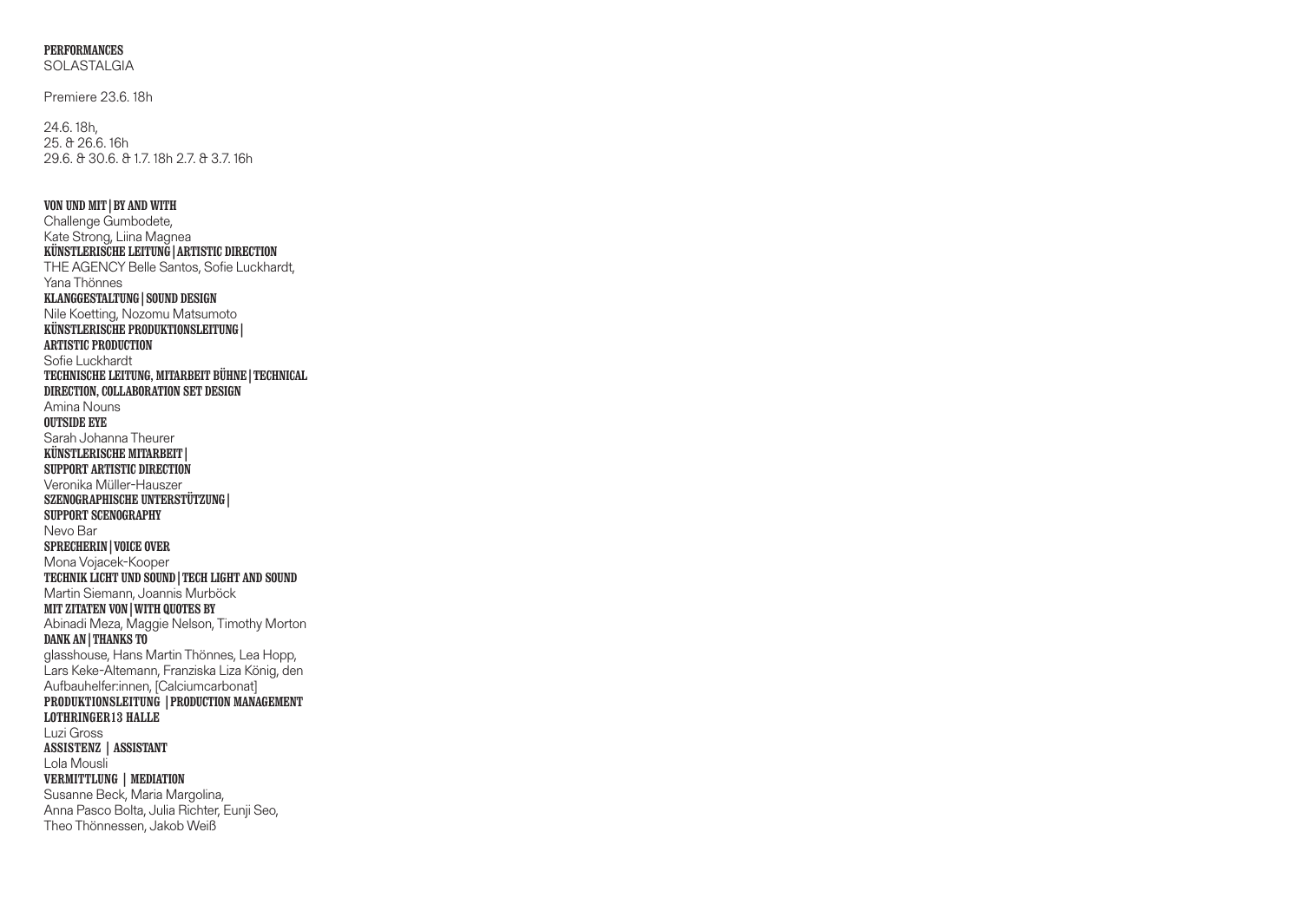**PERFORMANCES**
SOLASTALGIA

Premiere 23.6. 18h

24.6. 18h,
25. & 26.6. 16h
29.6. & 30.6. & 1.7. 18h 2.7. & 3.7. 16h

**VON UND MIT | BY AND WITH**
Challenge Gumbodete,
Kate Strong, Liina Magnea
**KÜNSTLERISCHE LEITUNG | ARTISTIC DIRECTION**
THE AGENCY Belle Santos, Sofie Luckhardt,
Yana Thönnes
**KLANGGESTALTUNG | SOUND DESIGN**
Nile Koetting, Nozomu Matsumoto
**KÜNSTLERISCHE PRODUKTIONSLEITUNG | ARTISTIC PRODUCTION**
Sofie Luckhardt
**TECHNISCHE LEITUNG, MITARBEIT BÜHNE | TECHNICAL DIRECTION, COLLABORATION SET DESIGN**
Amina Nouns
**OUTSIDE EYE**
Sarah Johanna Theurer
**KÜNSTLERISCHE MITARBEIT | SUPPORT ARTISTIC DIRECTION**
Veronika Müller-Hauszer
**SZENOGRAPHISCHE UNTERSTÜTZUNG | SUPPORT SCENOGRAPHY**
Nevo Bar
**SPRECHERIN | VOICE OVER**
Mona Vojacek-Kooper
**TECHNIK LICHT UND SOUND | TECH LIGHT AND SOUND**
Martin Siemann, Joannis Murböck
**MIT ZITATEN VON | WITH QUOTES BY**
Abinadi Meza, Maggie Nelson, Timothy Morton
**DANK AN | THANKS TO**
glasshouse, Hans Martin Thönnes, Lea Hopp,
Lars Keke-Altemann, Franziska Liza König, den
Aufbauhelfer:innen, [Calciumcarbonat]
**PRODUKTIONSLEITUNG | PRODUCTION MANAGEMENT LOTHRINGER13 HALLE**
Luzi Gross
**ASSISTENZ | ASSISTANT**
Lola Mousli
**VERMITTLUNG | MEDIATION**
Susanne Beck, Maria Margolina,
Anna Pasco Bolta, Julia Richter, Eunji Seo,
Theo Thönnessen, Jakob Weiß